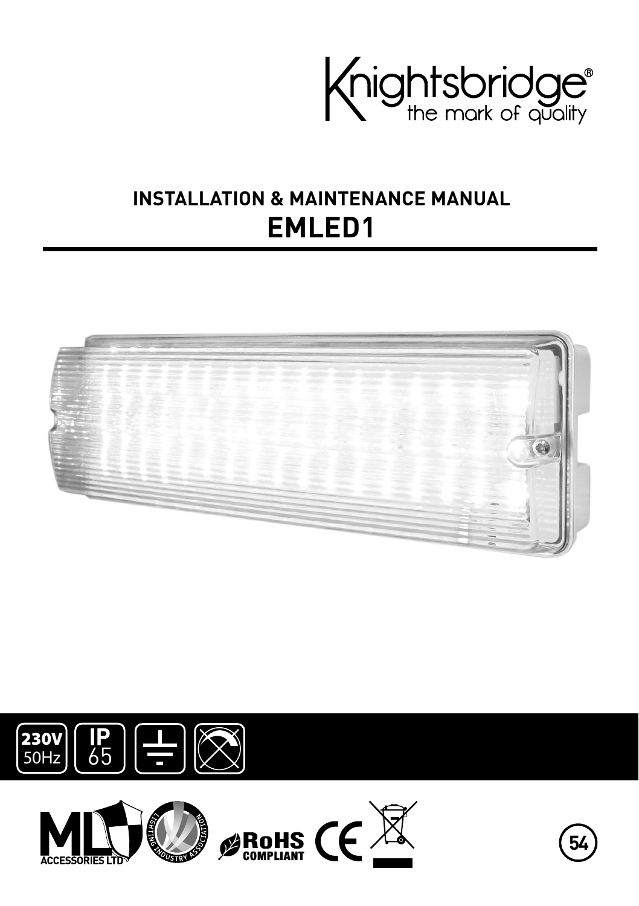Knightsbridge®
the mark of quality

# INSTALLATION & MAINTENANCE MANUAL
## EMLED1

230V 50Hz | IP 65

ML ACCESSORIES LTD | LIGHTING INDUSTRY ASSOCIATION | RoHS COMPLIANT | CE

54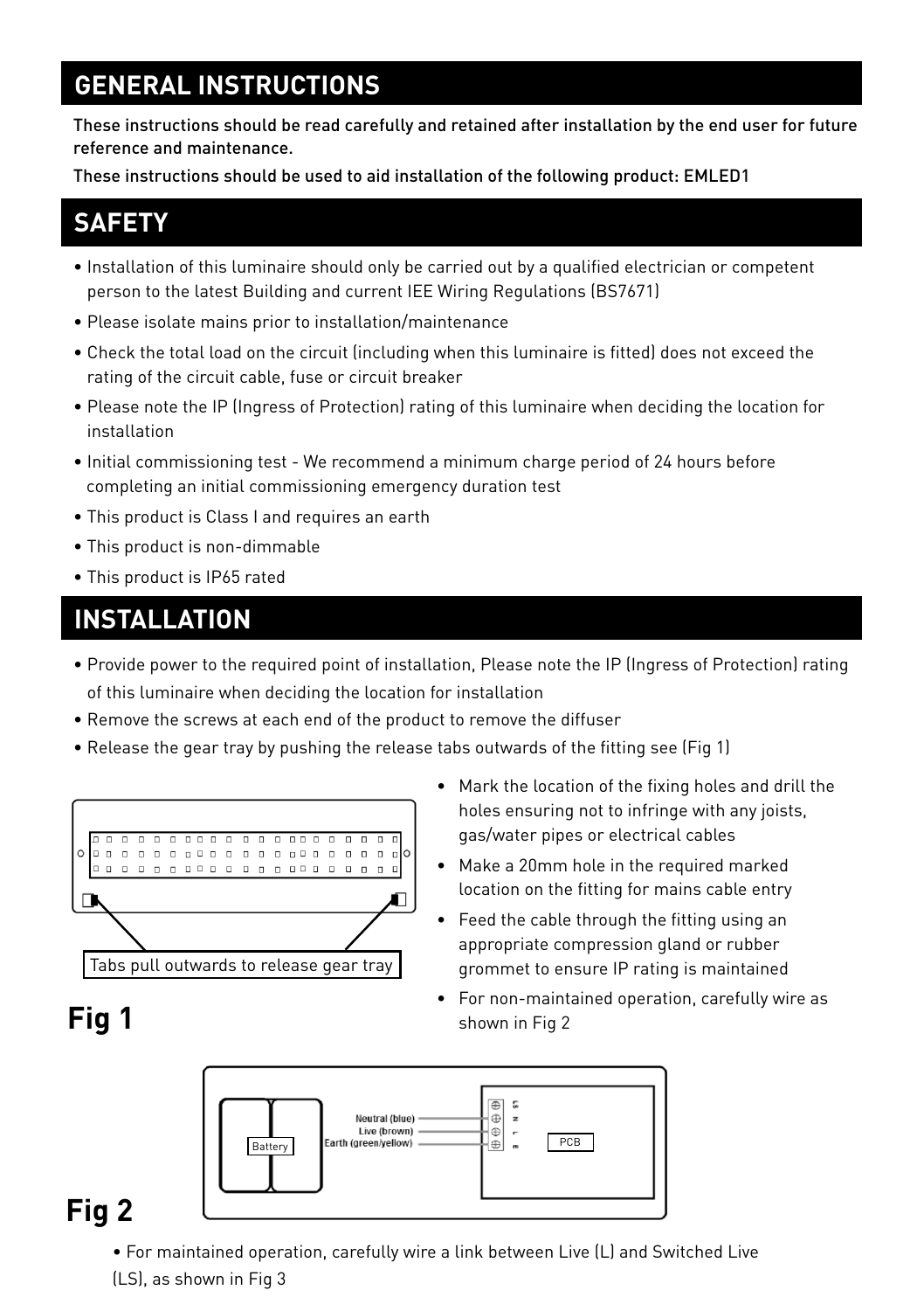## GENERAL INSTRUCTIONS

These instructions should be read carefully and retained after installation by the end user for future reference and maintenance.

These instructions should be used to aid installation of the following product: EMLED1

## SAFETY

- Installation of this luminaire should only be carried out by a qualified electrician or competent person to the latest Building and current IEE Wiring Regulations (BS7671)
- Please isolate mains prior to installation/maintenance
- Check the total load on the circuit (including when this luminaire is fitted) does not exceed the rating of the circuit cable, fuse or circuit breaker
- Please note the IP (Ingress of Protection) rating of this luminaire when deciding the location for installation
- Initial commissioning test - We recommend a minimum charge period of 24 hours before completing an initial commissioning emergency duration test
- This product is Class I and requires an earth
- This product is non-dimmable
- This product is IP65 rated

## INSTALLATION

- Provide power to the required point of installation, Please note the IP (Ingress of Protection) rating of this luminaire when deciding the location for installation
- Remove the screws at each end of the product to remove the diffuser
- Release the gear tray by pushing the release tabs outwards of the fitting see (Fig 1)

Tabs pull outwards to release gear tray

**Fig 1**

- Mark the location of the fixing holes and drill the holes ensuring not to infringe with any joists, gas/water pipes or electrical cables
- Make a 20mm hole in the required marked location on the fitting for mains cable entry
- Feed the cable through the fitting using an appropriate compression gland or rubber grommet to ensure IP rating is maintained
- For non-maintained operation, carefully wire as shown in Fig 2

Battery | Neutral (blue) | Live (brown) | Earth (green/yellow) | LS | N | L | E | PCB

**Fig 2**

- For maintained operation, carefully wire a link between Live (L) and Switched Live (LS), as shown in Fig 3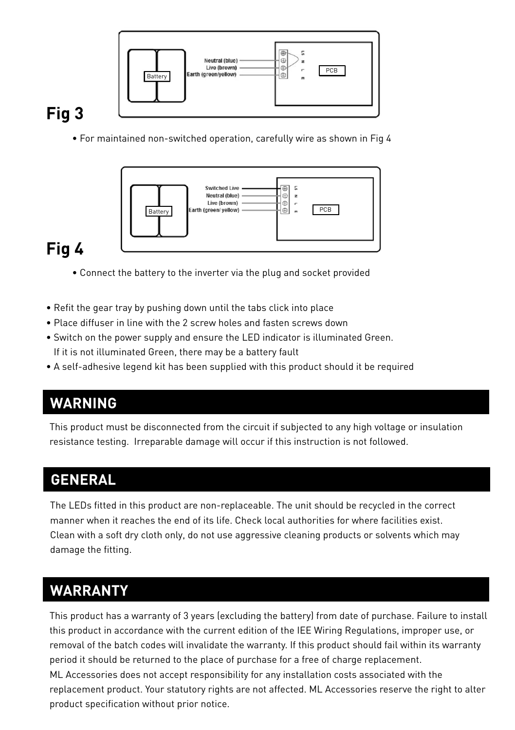Neutral (blue)
Live (brown)
Earth (green/yellow)

Battery

PCB

## Fig 3

- For maintained non-switched operation, carefully wire as shown in Fig 4

Switched Live
Neutral (blue)
Live (brown)
Earth (green/ yellow)

Battery

PCB

## Fig 4

- Connect the battery to the inverter via the plug and socket provided

- Refit the gear tray by pushing down until the tabs click into place
- Place diffuser in line with the 2 screw holes and fasten screws down
- Switch on the power supply and ensure the LED indicator is illuminated Green. If it is not illuminated Green, there may be a battery fault
- A self-adhesive legend kit has been supplied with this product should it be required

## WARNING

This product must be disconnected from the circuit if subjected to any high voltage or insulation resistance testing. Irreparable damage will occur if this instruction is not followed.

## GENERAL

The LEDs fitted in this product are non-replaceable. The unit should be recycled in the correct manner when it reaches the end of its life. Check local authorities for where facilities exist. Clean with a soft dry cloth only, do not use aggressive cleaning products or solvents which may damage the fitting.

## WARRANTY

This product has a warranty of 3 years (excluding the battery) from date of purchase. Failure to install this product in accordance with the current edition of the IEE Wiring Regulations, improper use, or removal of the batch codes will invalidate the warranty. If this product should fail within its warranty period it should be returned to the place of purchase for a free of charge replacement.
ML Accessories does not accept responsibility for any installation costs associated with the replacement product. Your statutory rights are not affected. ML Accessories reserve the right to alter product specification without prior notice.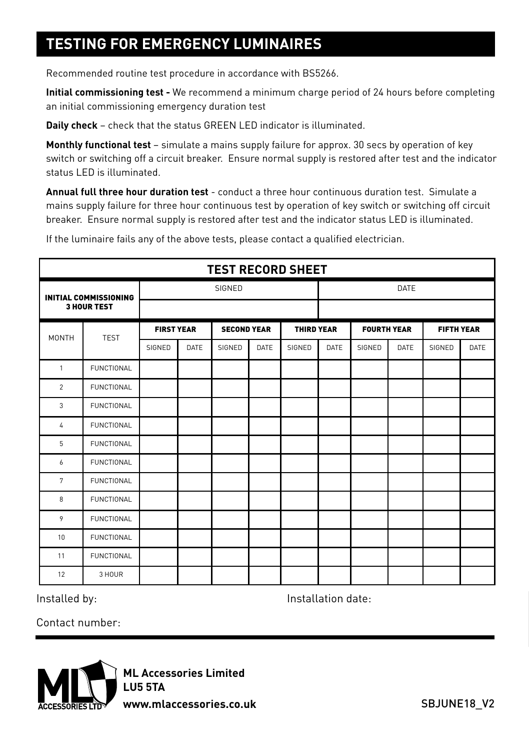# TESTING FOR EMERGENCY LUMINAIRES

Recommended routine test procedure in accordance with BS5266.

**Initial commissioning test -** We recommend a minimum charge period of 24 hours before completing an initial commissioning emergency duration test

**Daily check** – check that the status GREEN LED indicator is illuminated.

**Monthly functional test** – simulate a mains supply failure for approx. 30 secs by operation of key switch or switching off a circuit breaker. Ensure normal supply is restored after test and the indicator status LED is illuminated.

**Annual full three hour duration test** - conduct a three hour continuous duration test. Simulate a mains supply failure for three hour continuous test by operation of key switch or switching off circuit breaker. Ensure normal supply is restored after test and the indicator status LED is illuminated.

If the luminaire fails any of the above tests, please contact a qualified electrician.

**TEST RECORD SHEET**

| **INITIAL COMMISSIONING 3 HOUR TEST** | SIGNED | DATE |
|---|---|---|
| | | |

| MONTH | TEST | **FIRST YEAR** | | **SECOND YEAR** | | **THIRD YEAR** | | **FOURTH YEAR** | | **FIFTH YEAR** | |
|---|---|---|---|---|---|---|---|---|---|---|---|
| | | SIGNED | DATE | SIGNED | DATE | SIGNED | DATE | SIGNED | DATE | SIGNED | DATE |
| 1 | FUNCTIONAL | | | | | | | | | | |
| 2 | FUNCTIONAL | | | | | | | | | | |
| 3 | FUNCTIONAL | | | | | | | | | | |
| 4 | FUNCTIONAL | | | | | | | | | | |
| 5 | FUNCTIONAL | | | | | | | | | | |
| 6 | FUNCTIONAL | | | | | | | | | | |
| 7 | FUNCTIONAL | | | | | | | | | | |
| 8 | FUNCTIONAL | | | | | | | | | | |
| 9 | FUNCTIONAL | | | | | | | | | | |
| 10 | FUNCTIONAL | | | | | | | | | | |
| 11 | FUNCTIONAL | | | | | | | | | | |
| 12 | 3 HOUR | | | | | | | | | | |

Installed by: Installation date:

Contact number:

**ML Accessories Limited**
**LU5 5TA**
**www.mlaccessories.co.uk**

SBJUNE18_V2